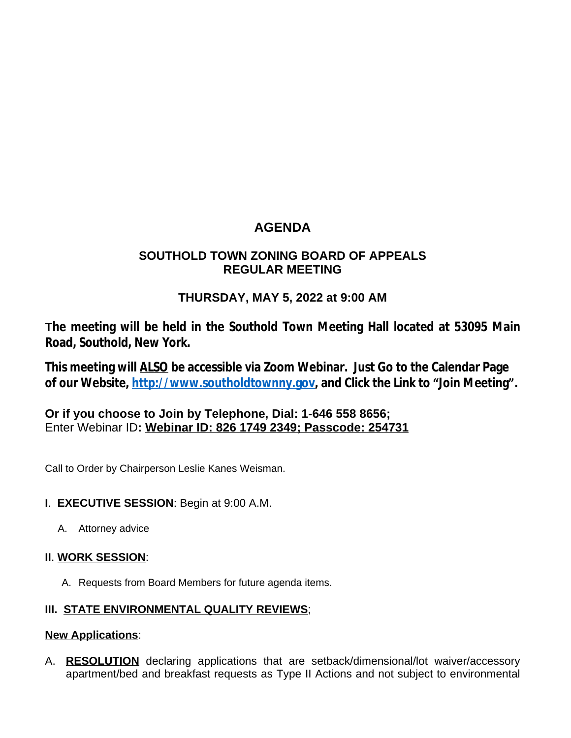# AGENDA

## SOUTHOLD TOWN ZONING BOARD OF APPEALS
## REGULAR MEETING

### THURSDAY, MAY 5, 2022 at 9:00 AM

**The meeting will be held in the Southold Town Meeting Hall located at 53095 Main Road, Southold, New York.**

**This meeting will ALSO be accessible via Zoom Webinar. Just Go to the Calendar Page of our Website, http://www.southoldtownny.gov, and Click the Link to "Join Meeting".**

**Or if you choose to Join by Telephone, Dial: 1-646 558 8656;**
Enter Webinar ID**: Webinar ID: 826 1749 2349; Passcode: 254731**

Call to Order by Chairperson Leslie Kanes Weisman.

**I**. **EXECUTIVE SESSION**: Begin at 9:00 A.M.

A. Attorney advice

**II**. **WORK SESSION**:

A. Requests from Board Members for future agenda items.

**III. STATE ENVIRONMENTAL QUALITY REVIEWS**;

**New Applications**:

A. **RESOLUTION** declaring applications that are setback/dimensional/lot waiver/accessory apartment/bed and breakfast requests as Type II Actions and not subject to environmental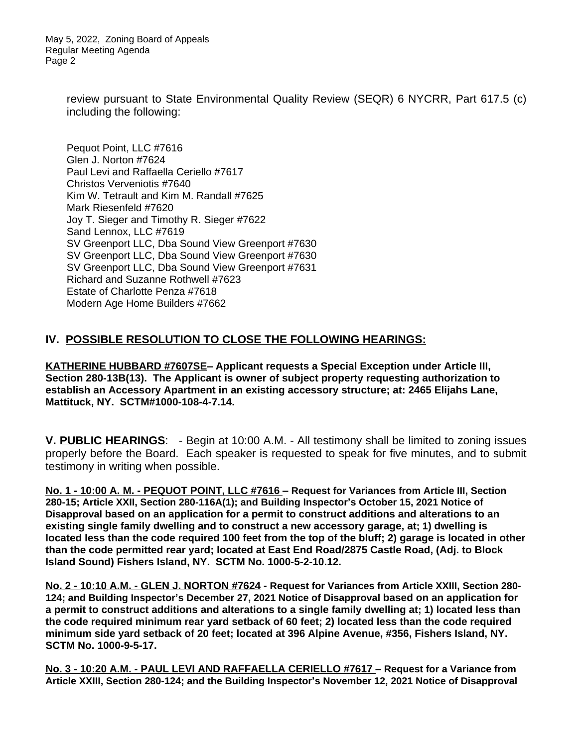review pursuant to State Environmental Quality Review (SEQR) 6 NYCRR, Part 617.5 (c) including the following:

Pequot Point, LLC #7616
Glen J. Norton #7624
Paul Levi and Raffaella Ceriello #7617
Christos Verveniotis #7640
Kim W. Tetrault and Kim M. Randall #7625
Mark Riesenfeld #7620
Joy T. Sieger and Timothy R. Sieger #7622
Sand Lennox, LLC #7619
SV Greenport LLC, Dba Sound View Greenport #7630
SV Greenport LLC, Dba Sound View Greenport #7630
SV Greenport LLC, Dba Sound View Greenport #7631
Richard and Suzanne Rothwell #7623
Estate of Charlotte Penza #7618
Modern Age Home Builders #7662

## IV. POSSIBLE RESOLUTION TO CLOSE THE FOLLOWING HEARINGS:

**KATHERINE HUBBARD #7607SE– Applicant requests a Special Exception under Article III, Section 280-13B(13). The Applicant is owner of subject property requesting authorization to establish an Accessory Apartment in an existing accessory structure; at: 2465 Elijahs Lane, Mattituck, NY. SCTM#1000-108-4-7.14.**

## V. PUBLIC HEARINGS: 

- Begin at 10:00 A.M. - All testimony shall be limited to zoning issues properly before the Board. Each speaker is requested to speak for five minutes, and to submit testimony in writing when possible.

**No. 1 - 10:00 A. M. - PEQUOT POINT, LLC #7616 – Request for Variances from Article III, Section 280-15; Article XXII, Section 280-116A(1); and Building Inspector's October 15, 2021 Notice of Disapproval based on an application for a permit to construct additions and alterations to an existing single family dwelling and to construct a new accessory garage, at; 1) dwelling is located less than the code required 100 feet from the top of the bluff; 2) garage is located in other than the code permitted rear yard; located at East End Road/2875 Castle Road, (Adj. to Block Island Sound) Fishers Island, NY. SCTM No. 1000-5-2-10.12.**

**No. 2 - 10:10 A.M. - GLEN J. NORTON #7624 - Request for Variances from Article XXIII, Section 280-124; and Building Inspector's December 27, 2021 Notice of Disapproval based on an application for a permit to construct additions and alterations to a single family dwelling at; 1) located less than the code required minimum rear yard setback of 60 feet; 2) located less than the code required minimum side yard setback of 20 feet; located at 396 Alpine Avenue, #356, Fishers Island, NY. SCTM No. 1000-9-5-17.**

**No. 3 - 10:20 A.M. - PAUL LEVI AND RAFFAELLA CERIELLO #7617 – Request for a Variance from Article XXIII, Section 280-124; and the Building Inspector's November 12, 2021 Notice of Disapproval**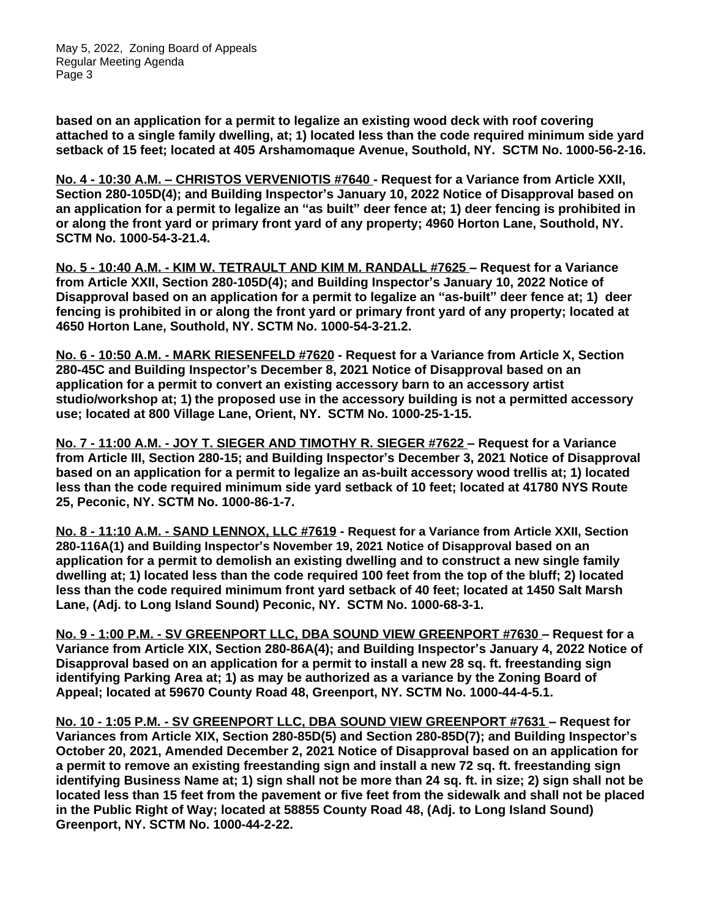**based on an application for a permit to legalize an existing wood deck with roof covering attached to a single family dwelling, at; 1) located less than the code required minimum side yard setback of 15 feet; located at 405 Arshamomaque Avenue, Southold, NY. SCTM No. 1000-56-2-16.**

**<u>No. 4 - 10:30 A.M. – CHRISTOS VERVENIOTIS #7640</u> - Request for a Variance from Article XXII, Section 280-105D(4); and Building Inspector's January 10, 2022 Notice of Disapproval based on an application for a permit to legalize an "as built" deer fence at; 1) deer fencing is prohibited in or along the front yard or primary front yard of any property; 4960 Horton Lane, Southold, NY. SCTM No. 1000-54-3-21.4.**

**<u>No. 5 - 10:40 A.M. - KIM W. TETRAULT AND KIM M. RANDALL #7625</u> – Request for a Variance from Article XXII, Section 280-105D(4); and Building Inspector's January 10, 2022 Notice of Disapproval based on an application for a permit to legalize an "as-built" deer fence at; 1) deer fencing is prohibited in or along the front yard or primary front yard of any property; located at 4650 Horton Lane, Southold, NY. SCTM No. 1000-54-3-21.2.**

**<u>No. 6 - 10:50 A.M. - MARK RIESENFELD #7620</u> - Request for a Variance from Article X, Section 280-45C and Building Inspector's December 8, 2021 Notice of Disapproval based on an application for a permit to convert an existing accessory barn to an accessory artist studio/workshop at; 1) the proposed use in the accessory building is not a permitted accessory use; located at 800 Village Lane, Orient, NY. SCTM No. 1000-25-1-15.**

**<u>No. 7 - 11:00 A.M. - JOY T. SIEGER AND TIMOTHY R. SIEGER #7622</u> – Request for a Variance from Article III, Section 280-15; and Building Inspector's December 3, 2021 Notice of Disapproval based on an application for a permit to legalize an as-built accessory wood trellis at; 1) located less than the code required minimum side yard setback of 10 feet; located at 41780 NYS Route 25, Peconic, NY. SCTM No. 1000-86-1-7.**

**<u>No. 8 - 11:10 A.M. - SAND LENNOX, LLC #7619</u> - Request for a Variance from Article XXII, Section 280-116A(1) and Building Inspector's November 19, 2021 Notice of Disapproval based on an application for a permit to demolish an existing dwelling and to construct a new single family dwelling at; 1) located less than the code required 100 feet from the top of the bluff; 2) located less than the code required minimum front yard setback of 40 feet; located at 1450 Salt Marsh Lane, (Adj. to Long Island Sound) Peconic, NY. SCTM No. 1000-68-3-1.**

**<u>No. 9 - 1:00 P.M. - SV GREENPORT LLC, DBA SOUND VIEW GREENPORT #7630</u> – Request for a Variance from Article XIX, Section 280-86A(4); and Building Inspector's January 4, 2022 Notice of Disapproval based on an application for a permit to install a new 28 sq. ft. freestanding sign identifying Parking Area at; 1) as may be authorized as a variance by the Zoning Board of Appeal; located at 59670 County Road 48, Greenport, NY. SCTM No. 1000-44-4-5.1.**

**<u>No. 10 - 1:05 P.M. - SV GREENPORT LLC, DBA SOUND VIEW GREENPORT #7631</u> – Request for Variances from Article XIX, Section 280-85D(5) and Section 280-85D(7); and Building Inspector's October 20, 2021, Amended December 2, 2021 Notice of Disapproval based on an application for a permit to remove an existing freestanding sign and install a new 72 sq. ft. freestanding sign identifying Business Name at; 1) sign shall not be more than 24 sq. ft. in size; 2) sign shall not be located less than 15 feet from the pavement or five feet from the sidewalk and shall not be placed in the Public Right of Way; located at 58855 County Road 48, (Adj. to Long Island Sound) Greenport, NY. SCTM No. 1000-44-2-22.**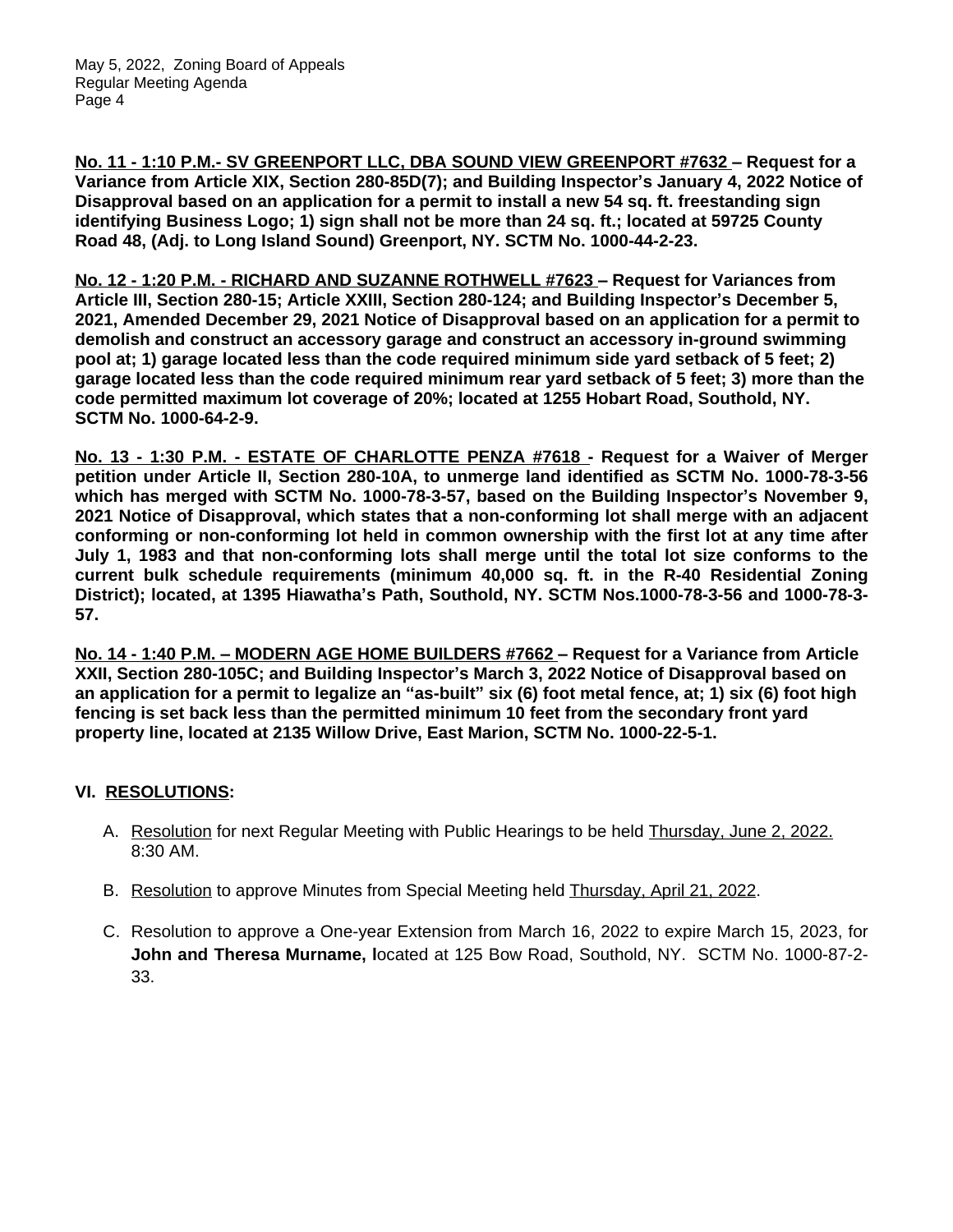**No. 11 - 1:10 P.M.- SV GREENPORT LLC, DBA SOUND VIEW GREENPORT #7632 – Request for a Variance from Article XIX, Section 280-85D(7); and Building Inspector's January 4, 2022 Notice of Disapproval based on an application for a permit to install a new 54 sq. ft. freestanding sign identifying Business Logo; 1) sign shall not be more than 24 sq. ft.; located at 59725 County Road 48, (Adj. to Long Island Sound) Greenport, NY. SCTM No. 1000-44-2-23.**

**No. 12 - 1:20 P.M. - RICHARD AND SUZANNE ROTHWELL #7623 – Request for Variances from Article III, Section 280-15; Article XXIII, Section 280-124; and Building Inspector's December 5, 2021, Amended December 29, 2021 Notice of Disapproval based on an application for a permit to demolish and construct an accessory garage and construct an accessory in-ground swimming pool at; 1) garage located less than the code required minimum side yard setback of 5 feet; 2) garage located less than the code required minimum rear yard setback of 5 feet; 3) more than the code permitted maximum lot coverage of 20%; located at 1255 Hobart Road, Southold, NY. SCTM No. 1000-64-2-9.**

**No. 13 - 1:30 P.M. - ESTATE OF CHARLOTTE PENZA #7618 - Request for a Waiver of Merger petition under Article II, Section 280-10A, to unmerge land identified as SCTM No. 1000-78-3-56 which has merged with SCTM No. 1000-78-3-57, based on the Building Inspector's November 9, 2021 Notice of Disapproval, which states that a non-conforming lot shall merge with an adjacent conforming or non-conforming lot held in common ownership with the first lot at any time after July 1, 1983 and that non-conforming lots shall merge until the total lot size conforms to the current bulk schedule requirements (minimum 40,000 sq. ft. in the R-40 Residential Zoning District); located, at 1395 Hiawatha's Path, Southold, NY. SCTM Nos.1000-78-3-56 and 1000-78-3-57.**

**No. 14 - 1:40 P.M. – MODERN AGE HOME BUILDERS #7662 – Request for a Variance from Article XXII, Section 280-105C; and Building Inspector's March 3, 2022 Notice of Disapproval based on an application for a permit to legalize an "as-built" six (6) foot metal fence, at; 1) six (6) foot high fencing is set back less than the permitted minimum 10 feet from the secondary front yard property line, located at 2135 Willow Drive, East Marion, SCTM No. 1000-22-5-1.**

## VI. RESOLUTIONS:

A. Resolution for next Regular Meeting with Public Hearings to be held Thursday, June 2, 2022. 8:30 AM.

B. Resolution to approve Minutes from Special Meeting held Thursday, April 21, 2022.

C. Resolution to approve a One-year Extension from March 16, 2022 to expire March 15, 2023, for **John and Theresa Murname, l**ocated at 125 Bow Road, Southold, NY. SCTM No. 1000-87-2-33.